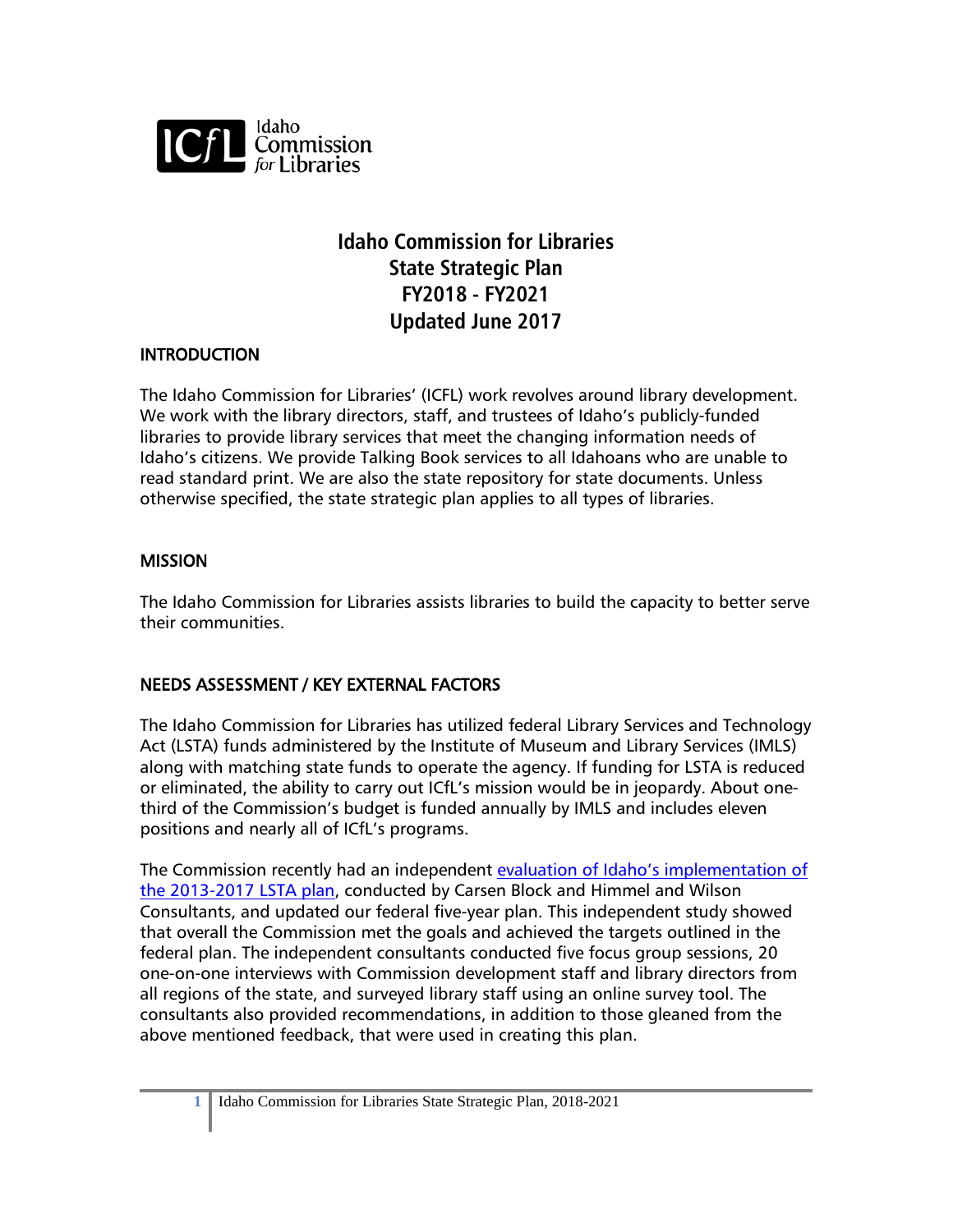# Idaho Commission for Libraries State Strategic Plan FY2018 - FY2021 Updated June 2017

## INTRODUCTION

The Idaho Commission for Libraries' (ICFL) work revolves around library development. We work with the library directors, staff, and trustees of Idaho's publicly-funded libraries to provide library services that meet the changing information needs of Idaho's citizens. We provide Talking Book services to all Idahoans who are unable to read standard print. We are also the state repository for state documents. Unless otherwise specified, the state strategic plan applies to all types of libraries.

## MISSION

The Idaho Commission for Libraries assists libraries to build the capacity to better serve their communities.

## NEEDS ASSESSMENT / KEY EXTERNAL FACTORS

The Idaho Commission for Libraries has utilized federal Library Services and Technology Act (LSTA) funds administered by the Institute of Museum and Library Services (IMLS) along with matching state funds to operate the agency. If funding for LSTA is reduced or eliminated, the ability to carry out ICfL's mission would be in jeopardy. About one-third of the Commission's budget is funded annually by IMLS and includes eleven positions and nearly all of ICfL's programs.

The Commission recently had an independent evaluation of Idaho's implementation of the 2013-2017 LSTA plan, conducted by Carsen Block and Himmel and Wilson Consultants, and updated our federal five-year plan. This independent study showed that overall the Commission met the goals and achieved the targets outlined in the federal plan. The independent consultants conducted five focus group sessions, 20 one-on-one interviews with Commission development staff and library directors from all regions of the state, and surveyed library staff using an online survey tool. The consultants also provided recommendations, in addition to those gleaned from the above mentioned feedback, that were used in creating this plan.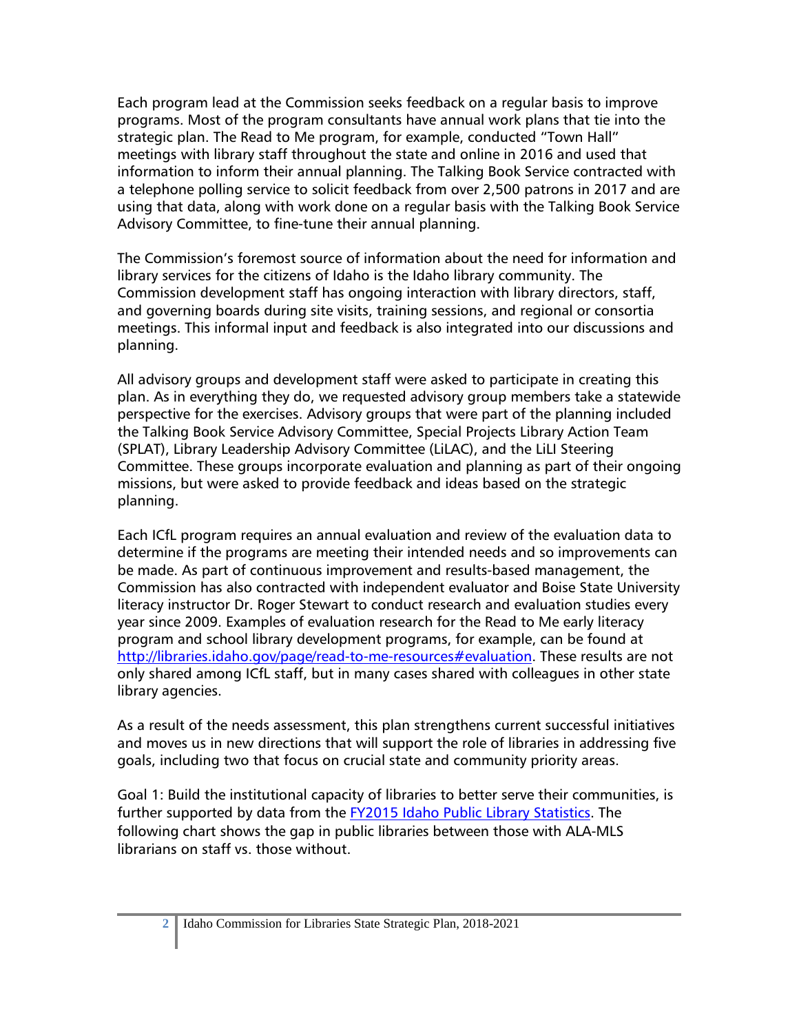Each program lead at the Commission seeks feedback on a regular basis to improve programs. Most of the program consultants have annual work plans that tie into the strategic plan. The Read to Me program, for example, conducted "Town Hall" meetings with library staff throughout the state and online in 2016 and used that information to inform their annual planning. The Talking Book Service contracted with a telephone polling service to solicit feedback from over 2,500 patrons in 2017 and are using that data, along with work done on a regular basis with the Talking Book Service Advisory Committee, to fine-tune their annual planning.

The Commission's foremost source of information about the need for information and library services for the citizens of Idaho is the Idaho library community. The Commission development staff has ongoing interaction with library directors, staff, and governing boards during site visits, training sessions, and regional or consortia meetings. This informal input and feedback is also integrated into our discussions and planning.

All advisory groups and development staff were asked to participate in creating this plan. As in everything they do, we requested advisory group members take a statewide perspective for the exercises. Advisory groups that were part of the planning included the Talking Book Service Advisory Committee, Special Projects Library Action Team (SPLAT), Library Leadership Advisory Committee (LiLAC), and the LiLI Steering Committee. These groups incorporate evaluation and planning as part of their ongoing missions, but were asked to provide feedback and ideas based on the strategic planning.

Each ICfL program requires an annual evaluation and review of the evaluation data to determine if the programs are meeting their intended needs and so improvements can be made. As part of continuous improvement and results-based management, the Commission has also contracted with independent evaluator and Boise State University literacy instructor Dr. Roger Stewart to conduct research and evaluation studies every year since 2009. Examples of evaluation research for the Read to Me early literacy program and school library development programs, for example, can be found at [http://libraries.idaho.gov/page/read-to-me-resources#evaluation](http://libraries.idaho.gov/page/read-to-me-resources#evaluation). These results are not only shared among ICfL staff, but in many cases shared with colleagues in other state library agencies.

As a result of the needs assessment, this plan strengthens current successful initiatives and moves us in new directions that will support the role of libraries in addressing five goals, including two that focus on crucial state and community priority areas.

Goal 1: Build the institutional capacity of libraries to better serve their communities, is further supported by data from the FY2015 Idaho Public Library Statistics. The following chart shows the gap in public libraries between those with ALA-MLS librarians on staff vs. those without.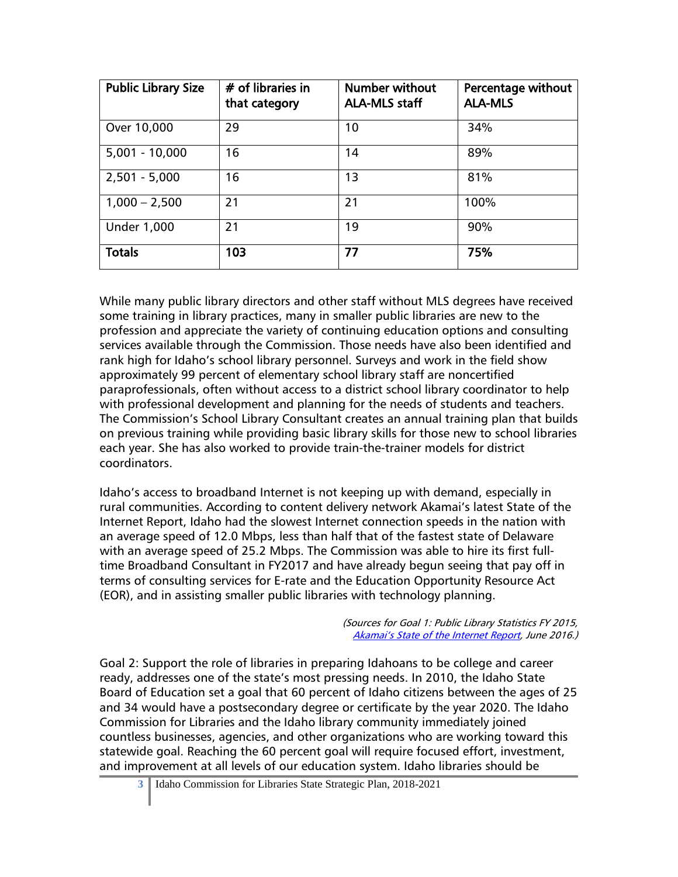| Public Library Size | # of libraries in that category | Number without ALA-MLS staff | Percentage without ALA-MLS |
|---|---|---|---|
| Over 10,000 | 29 | 10 | 34% |
| 5,001 - 10,000 | 16 | 14 | 89% |
| 2,501 - 5,000 | 16 | 13 | 81% |
| 1,000 – 2,500 | 21 | 21 | 100% |
| Under 1,000 | 21 | 19 | 90% |
| **Totals** | **103** | **77** | **75%** |

While many public library directors and other staff without MLS degrees have received some training in library practices, many in smaller public libraries are new to the profession and appreciate the variety of continuing education options and consulting services available through the Commission. Those needs have also been identified and rank high for Idaho's school library personnel. Surveys and work in the field show approximately 99 percent of elementary school library staff are noncertified paraprofessionals, often without access to a district school library coordinator to help with professional development and planning for the needs of students and teachers. The Commission's School Library Consultant creates an annual training plan that builds on previous training while providing basic library skills for those new to school libraries each year. She has also worked to provide train-the-trainer models for district coordinators.

Idaho's access to broadband Internet is not keeping up with demand, especially in rural communities. According to content delivery network Akamai's latest State of the Internet Report, Idaho had the slowest Internet connection speeds in the nation with an average speed of 12.0 Mbps, less than half that of the fastest state of Delaware with an average speed of 25.2 Mbps. The Commission was able to hire its first full-time Broadband Consultant in FY2017 and have already begun seeing that pay off in terms of consulting services for E-rate and the Education Opportunity Resource Act (EOR), and in assisting smaller public libraries with technology planning.

*(Sources for Goal 1: Public Library Statistics FY 2015, Akamai's State of the Internet Report, June 2016.)*

Goal 2: Support the role of libraries in preparing Idahoans to be college and career ready, addresses one of the state's most pressing needs. In 2010, the Idaho State Board of Education set a goal that 60 percent of Idaho citizens between the ages of 25 and 34 would have a postsecondary degree or certificate by the year 2020. The Idaho Commission for Libraries and the Idaho library community immediately joined countless businesses, agencies, and other organizations who are working toward this statewide goal. Reaching the 60 percent goal will require focused effort, investment, and improvement at all levels of our education system. Idaho libraries should be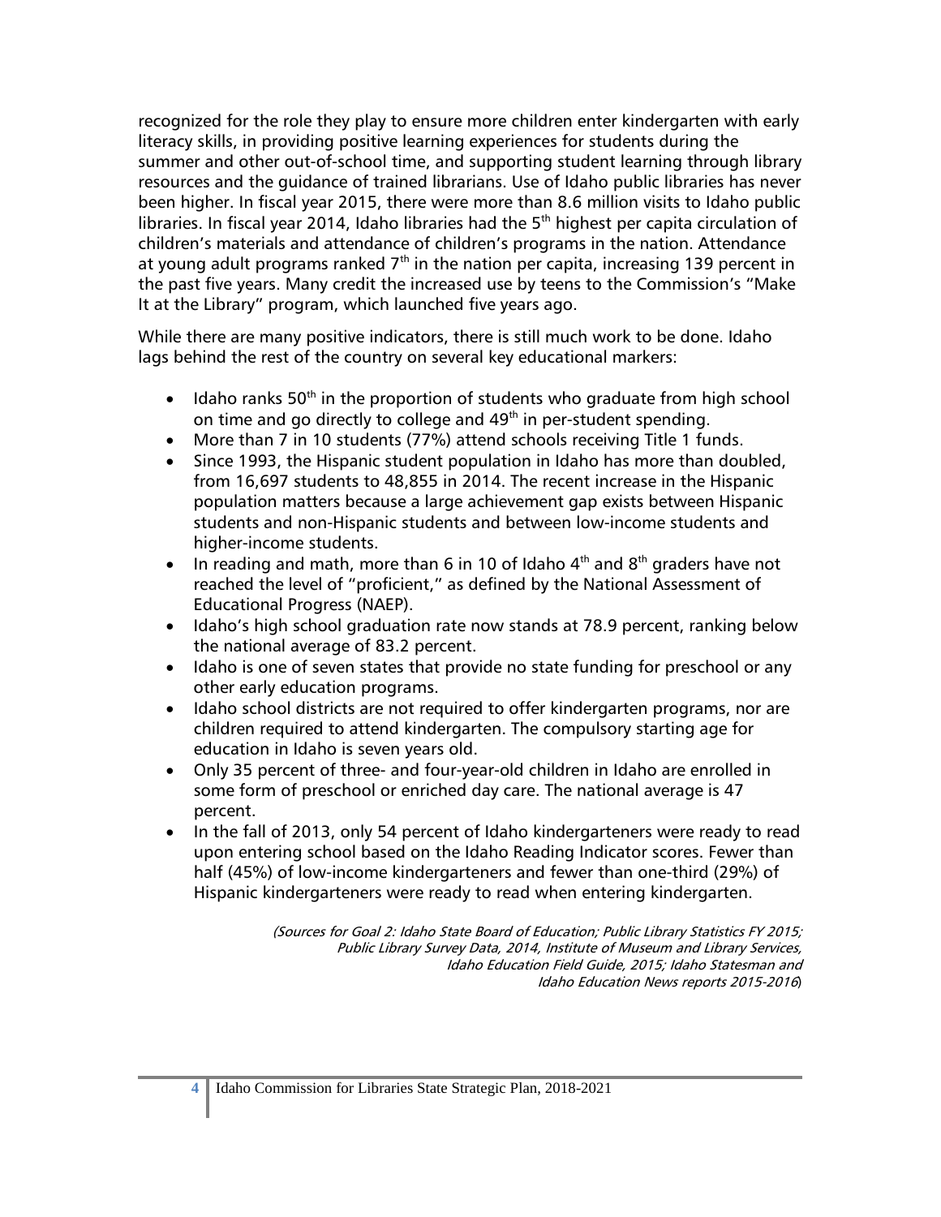recognized for the role they play to ensure more children enter kindergarten with early literacy skills, in providing positive learning experiences for students during the summer and other out-of-school time, and supporting student learning through library resources and the guidance of trained librarians. Use of Idaho public libraries has never been higher. In fiscal year 2015, there were more than 8.6 million visits to Idaho public libraries. In fiscal year 2014, Idaho libraries had the 5th highest per capita circulation of children's materials and attendance of children's programs in the nation. Attendance at young adult programs ranked 7th in the nation per capita, increasing 139 percent in the past five years. Many credit the increased use by teens to the Commission's "Make It at the Library" program, which launched five years ago.

While there are many positive indicators, there is still much work to be done. Idaho lags behind the rest of the country on several key educational markers:

- Idaho ranks 50th in the proportion of students who graduate from high school on time and go directly to college and 49th in per-student spending.
- More than 7 in 10 students (77%) attend schools receiving Title 1 funds.
- Since 1993, the Hispanic student population in Idaho has more than doubled, from 16,697 students to 48,855 in 2014. The recent increase in the Hispanic population matters because a large achievement gap exists between Hispanic students and non-Hispanic students and between low-income students and higher-income students.
- In reading and math, more than 6 in 10 of Idaho 4th and 8th graders have not reached the level of "proficient," as defined by the National Assessment of Educational Progress (NAEP).
- Idaho's high school graduation rate now stands at 78.9 percent, ranking below the national average of 83.2 percent.
- Idaho is one of seven states that provide no state funding for preschool or any other early education programs.
- Idaho school districts are not required to offer kindergarten programs, nor are children required to attend kindergarten. The compulsory starting age for education in Idaho is seven years old.
- Only 35 percent of three- and four-year-old children in Idaho are enrolled in some form of preschool or enriched day care. The national average is 47 percent.
- In the fall of 2013, only 54 percent of Idaho kindergarteners were ready to read upon entering school based on the Idaho Reading Indicator scores. Fewer than half (45%) of low-income kindergarteners and fewer than one-third (29%) of Hispanic kindergarteners were ready to read when entering kindergarten.

*(Sources for Goal 2: Idaho State Board of Education; Public Library Statistics FY 2015; Public Library Survey Data, 2014, Institute of Museum and Library Services, Idaho Education Field Guide, 2015; Idaho Statesman and Idaho Education News reports 2015-2016)*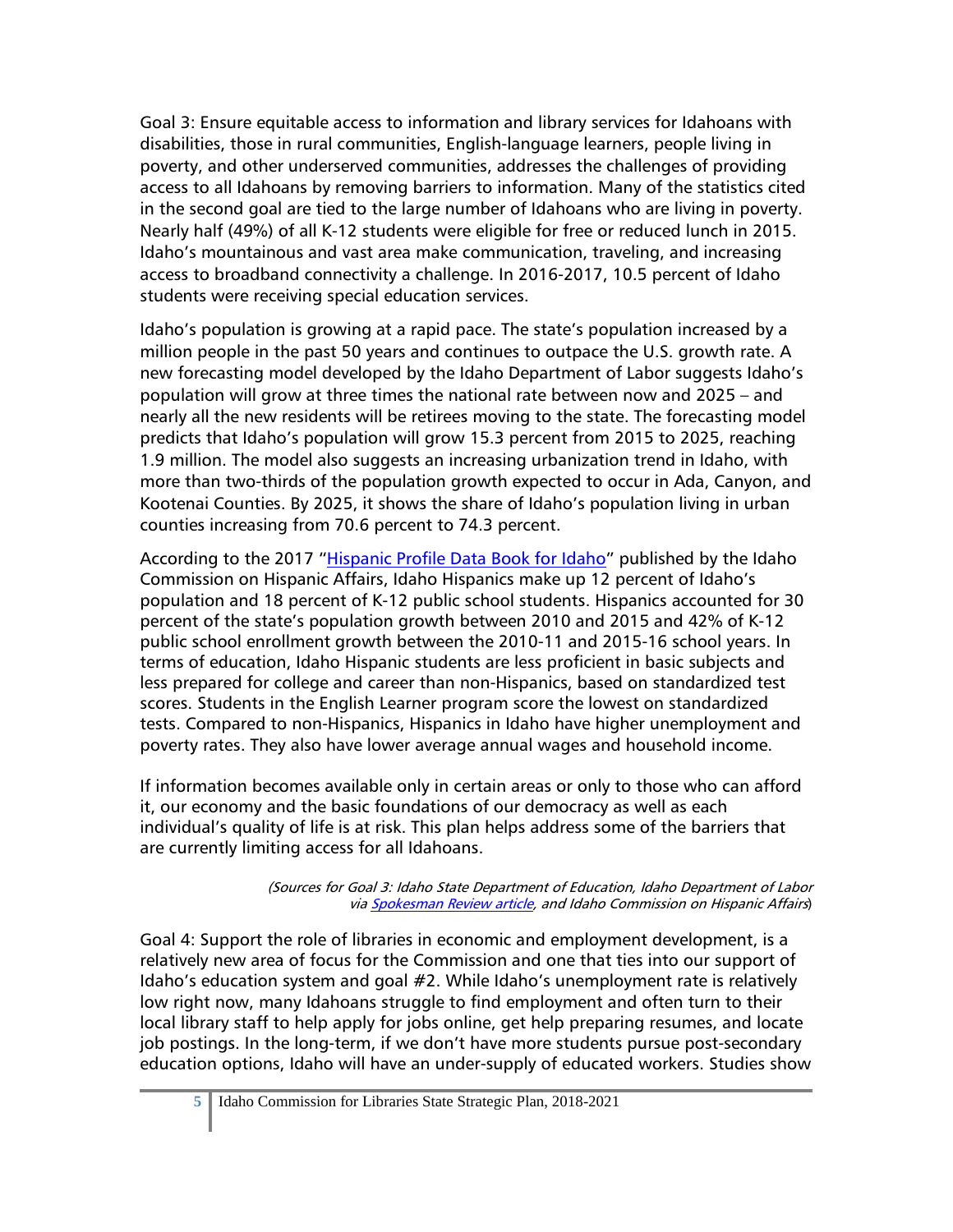Goal 3: Ensure equitable access to information and library services for Idahoans with disabilities, those in rural communities, English-language learners, people living in poverty, and other underserved communities, addresses the challenges of providing access to all Idahoans by removing barriers to information. Many of the statistics cited in the second goal are tied to the large number of Idahoans who are living in poverty. Nearly half (49%) of all K-12 students were eligible for free or reduced lunch in 2015. Idaho's mountainous and vast area make communication, traveling, and increasing access to broadband connectivity a challenge. In 2016-2017, 10.5 percent of Idaho students were receiving special education services.

Idaho's population is growing at a rapid pace. The state's population increased by a million people in the past 50 years and continues to outpace the U.S. growth rate. A new forecasting model developed by the Idaho Department of Labor suggests Idaho's population will grow at three times the national rate between now and 2025 – and nearly all the new residents will be retirees moving to the state. The forecasting model predicts that Idaho's population will grow 15.3 percent from 2015 to 2025, reaching 1.9 million. The model also suggests an increasing urbanization trend in Idaho, with more than two-thirds of the population growth expected to occur in Ada, Canyon, and Kootenai Counties. By 2025, it shows the share of Idaho's population living in urban counties increasing from 70.6 percent to 74.3 percent.

According to the 2017 "Hispanic Profile Data Book for Idaho" published by the Idaho Commission on Hispanic Affairs, Idaho Hispanics make up 12 percent of Idaho's population and 18 percent of K-12 public school students. Hispanics accounted for 30 percent of the state's population growth between 2010 and 2015 and 42% of K-12 public school enrollment growth between the 2010-11 and 2015-16 school years. In terms of education, Idaho Hispanic students are less proficient in basic subjects and less prepared for college and career than non-Hispanics, based on standardized test scores. Students in the English Learner program score the lowest on standardized tests. Compared to non-Hispanics, Hispanics in Idaho have higher unemployment and poverty rates. They also have lower average annual wages and household income.

If information becomes available only in certain areas or only to those who can afford it, our economy and the basic foundations of our democracy as well as each individual's quality of life is at risk. This plan helps address some of the barriers that are currently limiting access for all Idahoans.

*(Sources for Goal 3: Idaho State Department of Education, Idaho Department of Labor via Spokesman Review article, and Idaho Commission on Hispanic Affairs)*

Goal 4: Support the role of libraries in economic and employment development, is a relatively new area of focus for the Commission and one that ties into our support of Idaho's education system and goal #2. While Idaho's unemployment rate is relatively low right now, many Idahoans struggle to find employment and often turn to their local library staff to help apply for jobs online, get help preparing resumes, and locate job postings. In the long-term, if we don't have more students pursue post-secondary education options, Idaho will have an under-supply of educated workers. Studies show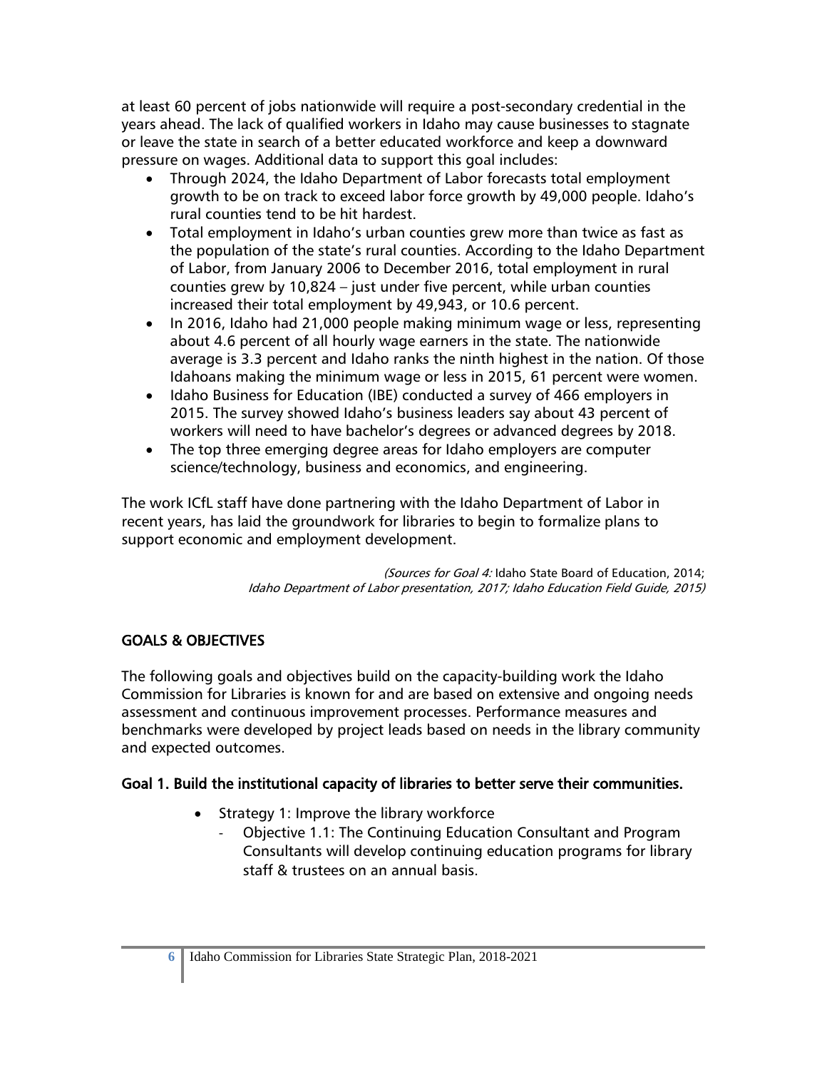at least 60 percent of jobs nationwide will require a post-secondary credential in the years ahead. The lack of qualified workers in Idaho may cause businesses to stagnate or leave the state in search of a better educated workforce and keep a downward pressure on wages. Additional data to support this goal includes:

- Through 2024, the Idaho Department of Labor forecasts total employment growth to be on track to exceed labor force growth by 49,000 people. Idaho's rural counties tend to be hit hardest.
- Total employment in Idaho's urban counties grew more than twice as fast as the population of the state's rural counties. According to the Idaho Department of Labor, from January 2006 to December 2016, total employment in rural counties grew by 10,824 – just under five percent, while urban counties increased their total employment by 49,943, or 10.6 percent.
- In 2016, Idaho had 21,000 people making minimum wage or less, representing about 4.6 percent of all hourly wage earners in the state. The nationwide average is 3.3 percent and Idaho ranks the ninth highest in the nation. Of those Idahoans making the minimum wage or less in 2015, 61 percent were women.
- Idaho Business for Education (IBE) conducted a survey of 466 employers in 2015. The survey showed Idaho's business leaders say about 43 percent of workers will need to have bachelor's degrees or advanced degrees by 2018.
- The top three emerging degree areas for Idaho employers are computer science/technology, business and economics, and engineering.

The work ICfL staff have done partnering with the Idaho Department of Labor in recent years, has laid the groundwork for libraries to begin to formalize plans to support economic and employment development.

*(Sources for Goal 4:* Idaho State Board of Education, 2014; *Idaho Department of Labor presentation, 2017; Idaho Education Field Guide, 2015)*

## GOALS & OBJECTIVES

The following goals and objectives build on the capacity-building work the Idaho Commission for Libraries is known for and are based on extensive and ongoing needs assessment and continuous improvement processes. Performance measures and benchmarks were developed by project leads based on needs in the library community and expected outcomes.

### Goal 1. Build the institutional capacity of libraries to better serve their communities.

- Strategy 1: Improve the library workforce
  - Objective 1.1: The Continuing Education Consultant and Program Consultants will develop continuing education programs for library staff & trustees on an annual basis.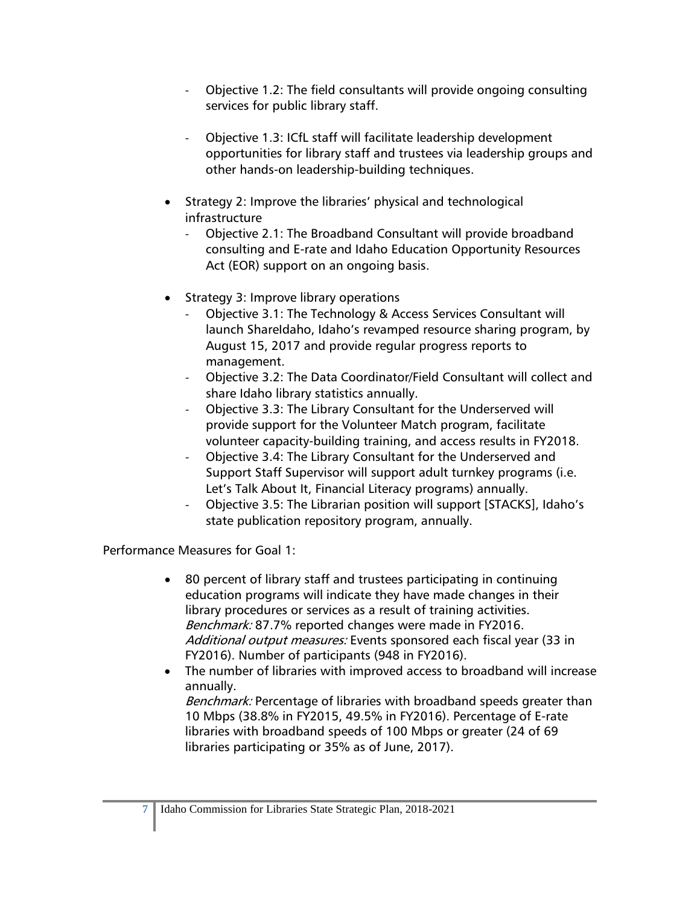- Objective 1.2: The field consultants will provide ongoing consulting services for public library staff.

- Objective 1.3: ICfL staff will facilitate leadership development opportunities for library staff and trustees via leadership groups and other hands-on leadership-building techniques.

- Strategy 2: Improve the libraries' physical and technological infrastructure
  - Objective 2.1: The Broadband Consultant will provide broadband consulting and E-rate and Idaho Education Opportunity Resources Act (EOR) support on an ongoing basis.

- Strategy 3: Improve library operations
  - Objective 3.1: The Technology & Access Services Consultant will launch ShareIdaho, Idaho's revamped resource sharing program, by August 15, 2017 and provide regular progress reports to management.
  - Objective 3.2: The Data Coordinator/Field Consultant will collect and share Idaho library statistics annually.
  - Objective 3.3: The Library Consultant for the Underserved will provide support for the Volunteer Match program, facilitate volunteer capacity-building training, and access results in FY2018.
  - Objective 3.4: The Library Consultant for the Underserved and Support Staff Supervisor will support adult turnkey programs (i.e. Let's Talk About It, Financial Literacy programs) annually.
  - Objective 3.5: The Librarian position will support [STACKS], Idaho's state publication repository program, annually.

Performance Measures for Goal 1:

- 80 percent of library staff and trustees participating in continuing education programs will indicate they have made changes in their library procedures or services as a result of training activities.
  *Benchmark:* 87.7% reported changes were made in FY2016.
  *Additional output measures:* Events sponsored each fiscal year (33 in FY2016). Number of participants (948 in FY2016).
- The number of libraries with improved access to broadband will increase annually.
  *Benchmark:* Percentage of libraries with broadband speeds greater than 10 Mbps (38.8% in FY2015, 49.5% in FY2016). Percentage of E-rate libraries with broadband speeds of 100 Mbps or greater (24 of 69 libraries participating or 35% as of June, 2017).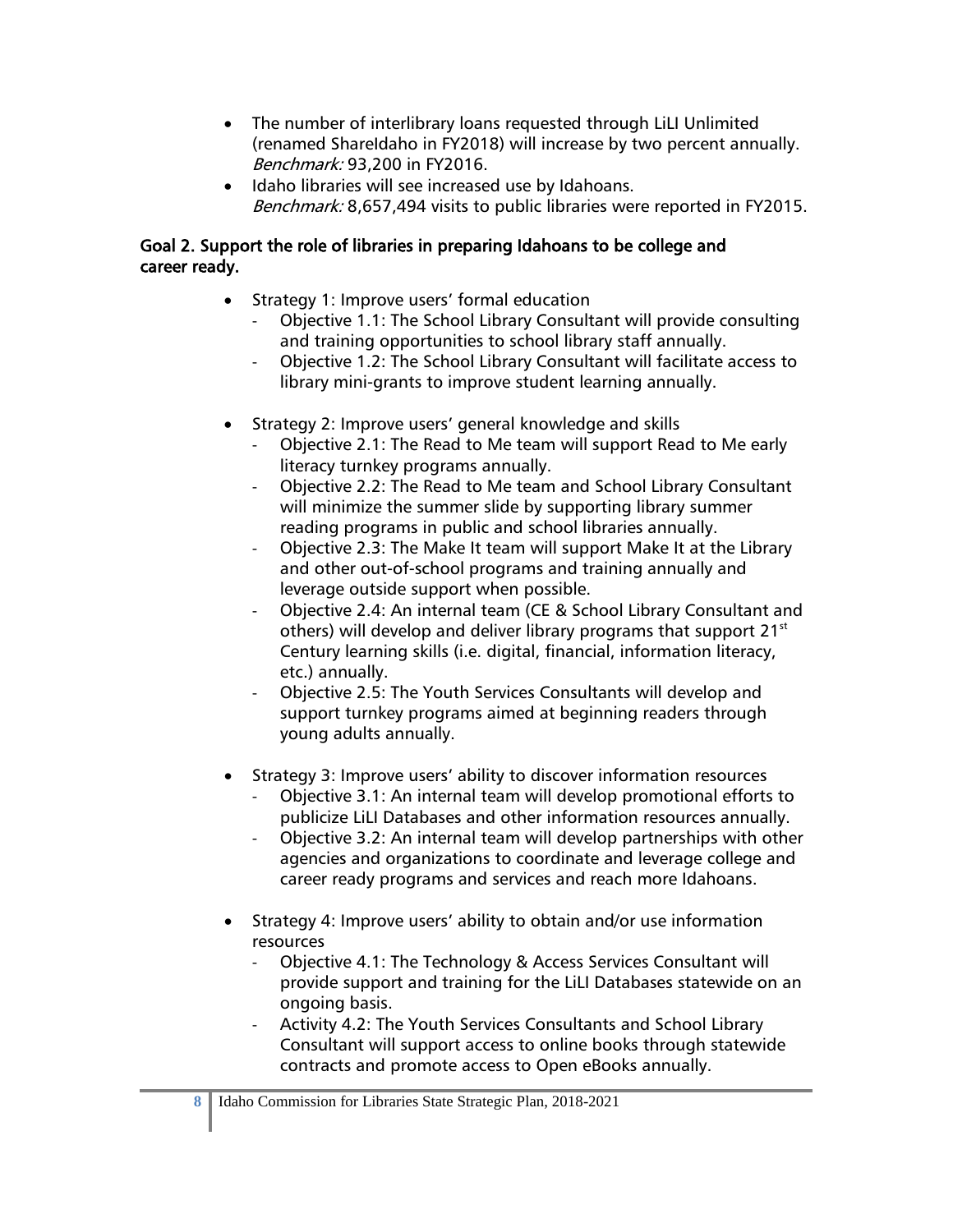- The number of interlibrary loans requested through LiLI Unlimited (renamed ShareIdaho in FY2018) will increase by two percent annually. *Benchmark:* 93,200 in FY2016.
- Idaho libraries will see increased use by Idahoans. *Benchmark:* 8,657,494 visits to public libraries were reported in FY2015.

**Goal 2. Support the role of libraries in preparing Idahoans to be college and career ready.**

- Strategy 1: Improve users' formal education
  - Objective 1.1: The School Library Consultant will provide consulting and training opportunities to school library staff annually.
  - Objective 1.2: The School Library Consultant will facilitate access to library mini-grants to improve student learning annually.

- Strategy 2: Improve users' general knowledge and skills
  - Objective 2.1: The Read to Me team will support Read to Me early literacy turnkey programs annually.
  - Objective 2.2: The Read to Me team and School Library Consultant will minimize the summer slide by supporting library summer reading programs in public and school libraries annually.
  - Objective 2.3: The Make It team will support Make It at the Library and other out-of-school programs and training annually and leverage outside support when possible.
  - Objective 2.4: An internal team (CE & School Library Consultant and others) will develop and deliver library programs that support 21st Century learning skills (i.e. digital, financial, information literacy, etc.) annually.
  - Objective 2.5: The Youth Services Consultants will develop and support turnkey programs aimed at beginning readers through young adults annually.

- Strategy 3: Improve users' ability to discover information resources
  - Objective 3.1: An internal team will develop promotional efforts to publicize LiLI Databases and other information resources annually.
  - Objective 3.2: An internal team will develop partnerships with other agencies and organizations to coordinate and leverage college and career ready programs and services and reach more Idahoans.

- Strategy 4: Improve users' ability to obtain and/or use information resources
  - Objective 4.1: The Technology & Access Services Consultant will provide support and training for the LiLI Databases statewide on an ongoing basis.
  - Activity 4.2: The Youth Services Consultants and School Library Consultant will support access to online books through statewide contracts and promote access to Open eBooks annually.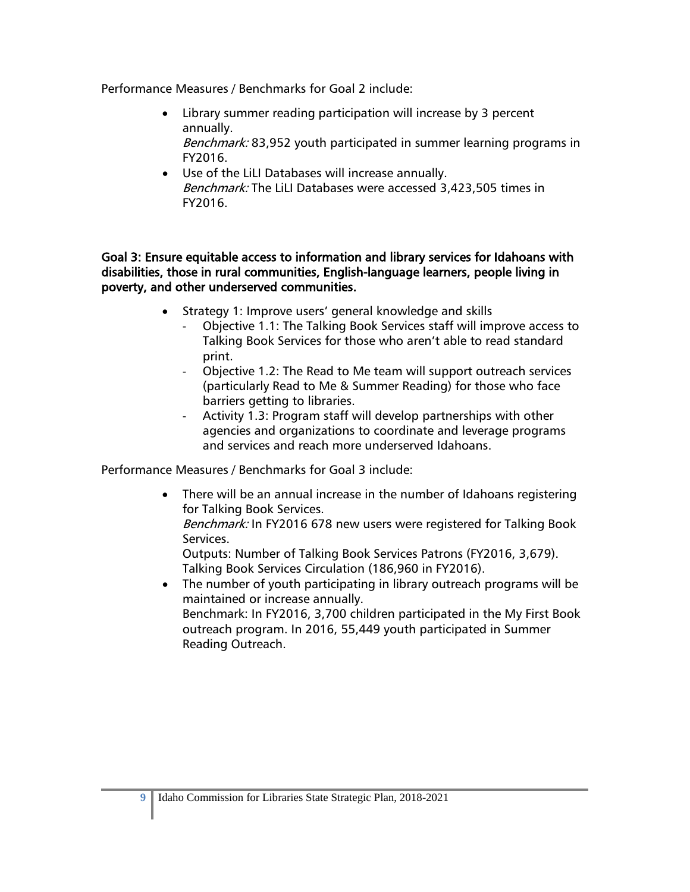Performance Measures / Benchmarks for Goal 2 include:

- Library summer reading participation will increase by 3 percent annually.
  *Benchmark:* 83,952 youth participated in summer learning programs in FY2016.
- Use of the LiLI Databases will increase annually.
  *Benchmark:* The LiLI Databases were accessed 3,423,505 times in FY2016.

**Goal 3: Ensure equitable access to information and library services for Idahoans with disabilities, those in rural communities, English-language learners, people living in poverty, and other underserved communities.**

- Strategy 1: Improve users' general knowledge and skills
  - Objective 1.1: The Talking Book Services staff will improve access to Talking Book Services for those who aren't able to read standard print.
  - Objective 1.2: The Read to Me team will support outreach services (particularly Read to Me & Summer Reading) for those who face barriers getting to libraries.
  - Activity 1.3: Program staff will develop partnerships with other agencies and organizations to coordinate and leverage programs and services and reach more underserved Idahoans.

Performance Measures / Benchmarks for Goal 3 include:

- There will be an annual increase in the number of Idahoans registering for Talking Book Services.
  *Benchmark:* In FY2016 678 new users were registered for Talking Book Services.
  Outputs: Number of Talking Book Services Patrons (FY2016, 3,679). Talking Book Services Circulation (186,960 in FY2016).
- The number of youth participating in library outreach programs will be maintained or increase annually.
  Benchmark: In FY2016, 3,700 children participated in the My First Book outreach program. In 2016, 55,449 youth participated in Summer Reading Outreach.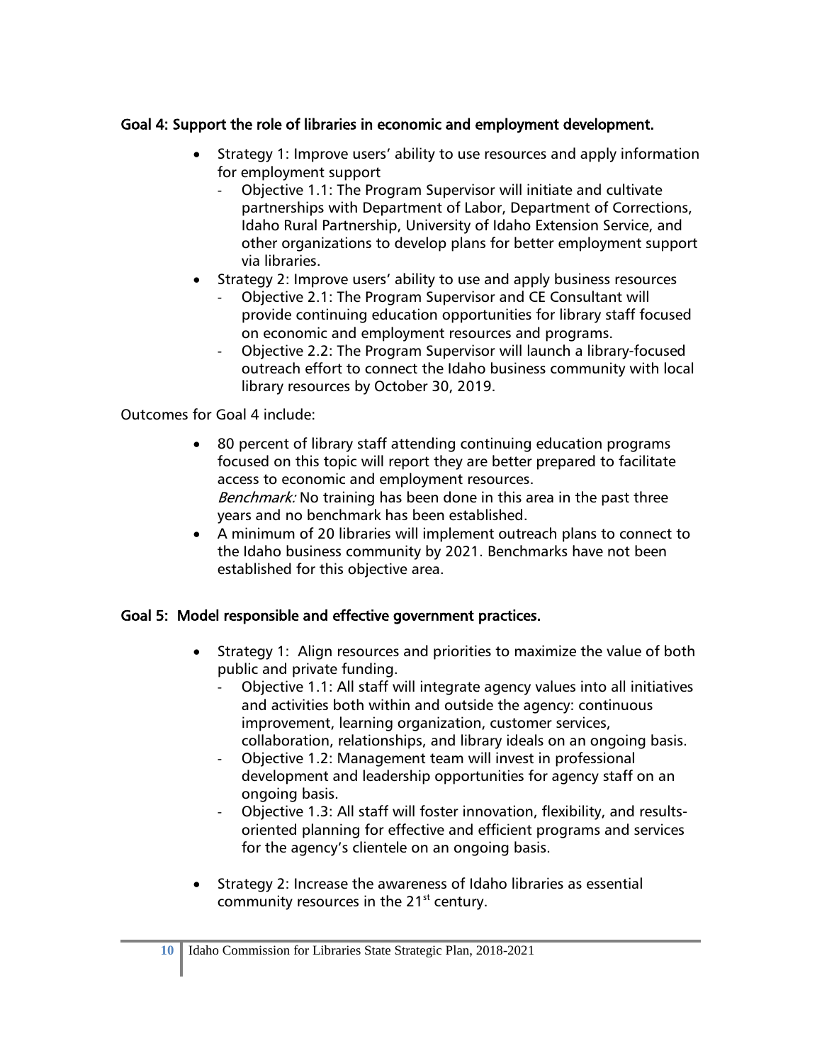**Goal 4: Support the role of libraries in economic and employment development.**

- Strategy 1: Improve users' ability to use resources and apply information for employment support
  - Objective 1.1: The Program Supervisor will initiate and cultivate partnerships with Department of Labor, Department of Corrections, Idaho Rural Partnership, University of Idaho Extension Service, and other organizations to develop plans for better employment support via libraries.
- Strategy 2: Improve users' ability to use and apply business resources
  - Objective 2.1: The Program Supervisor and CE Consultant will provide continuing education opportunities for library staff focused on economic and employment resources and programs.
  - Objective 2.2: The Program Supervisor will launch a library-focused outreach effort to connect the Idaho business community with local library resources by October 30, 2019.

Outcomes for Goal 4 include:

- 80 percent of library staff attending continuing education programs focused on this topic will report they are better prepared to facilitate access to economic and employment resources.
  *Benchmark:* No training has been done in this area in the past three years and no benchmark has been established.
- A minimum of 20 libraries will implement outreach plans to connect to the Idaho business community by 2021. Benchmarks have not been established for this objective area.

**Goal 5: Model responsible and effective government practices.**

- Strategy 1: Align resources and priorities to maximize the value of both public and private funding.
  - Objective 1.1: All staff will integrate agency values into all initiatives and activities both within and outside the agency: continuous improvement, learning organization, customer services, collaboration, relationships, and library ideals on an ongoing basis.
  - Objective 1.2: Management team will invest in professional development and leadership opportunities for agency staff on an ongoing basis.
  - Objective 1.3: All staff will foster innovation, flexibility, and results-oriented planning for effective and efficient programs and services for the agency's clientele on an ongoing basis.

- Strategy 2: Increase the awareness of Idaho libraries as essential community resources in the 21st century.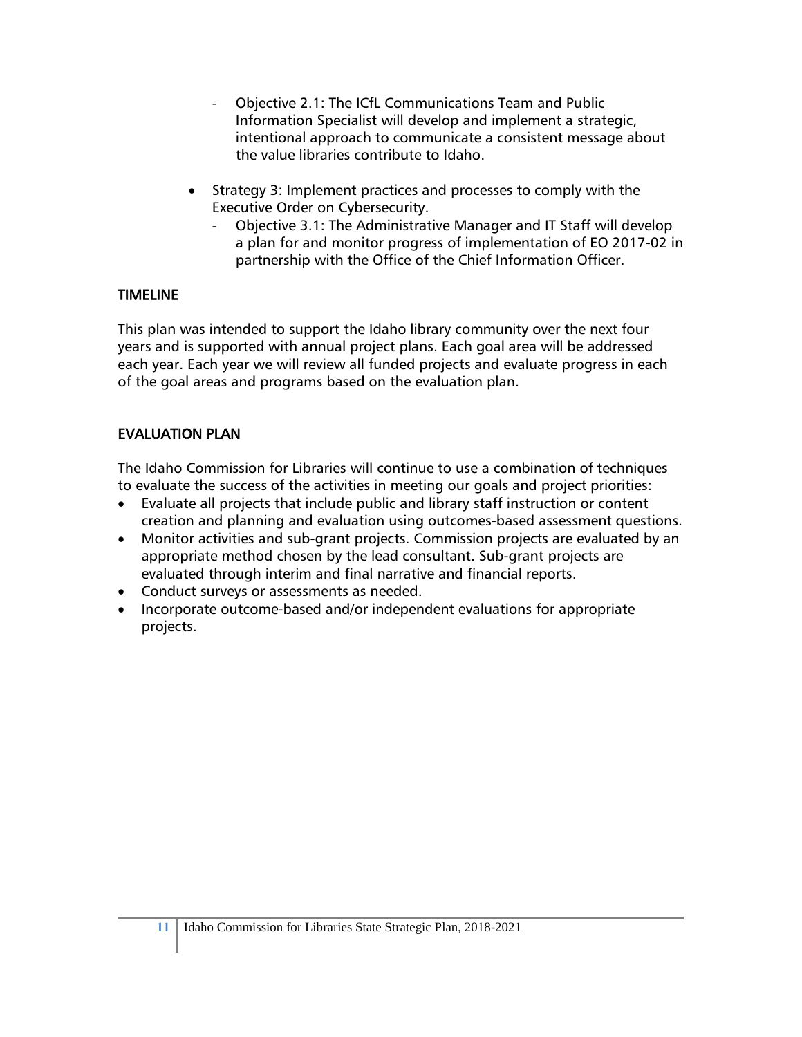- Objective 2.1: The ICfL Communications Team and Public Information Specialist will develop and implement a strategic, intentional approach to communicate a consistent message about the value libraries contribute to Idaho.

- Strategy 3: Implement practices and processes to comply with the Executive Order on Cybersecurity.
    - Objective 3.1: The Administrative Manager and IT Staff will develop a plan for and monitor progress of implementation of EO 2017-02 in partnership with the Office of the Chief Information Officer.

## TIMELINE

This plan was intended to support the Idaho library community over the next four years and is supported with annual project plans. Each goal area will be addressed each year. Each year we will review all funded projects and evaluate progress in each of the goal areas and programs based on the evaluation plan.

## EVALUATION PLAN

The Idaho Commission for Libraries will continue to use a combination of techniques to evaluate the success of the activities in meeting our goals and project priorities:

- Evaluate all projects that include public and library staff instruction or content creation and planning and evaluation using outcomes-based assessment questions.
- Monitor activities and sub-grant projects. Commission projects are evaluated by an appropriate method chosen by the lead consultant. Sub-grant projects are evaluated through interim and final narrative and financial reports.
- Conduct surveys or assessments as needed.
- Incorporate outcome-based and/or independent evaluations for appropriate projects.